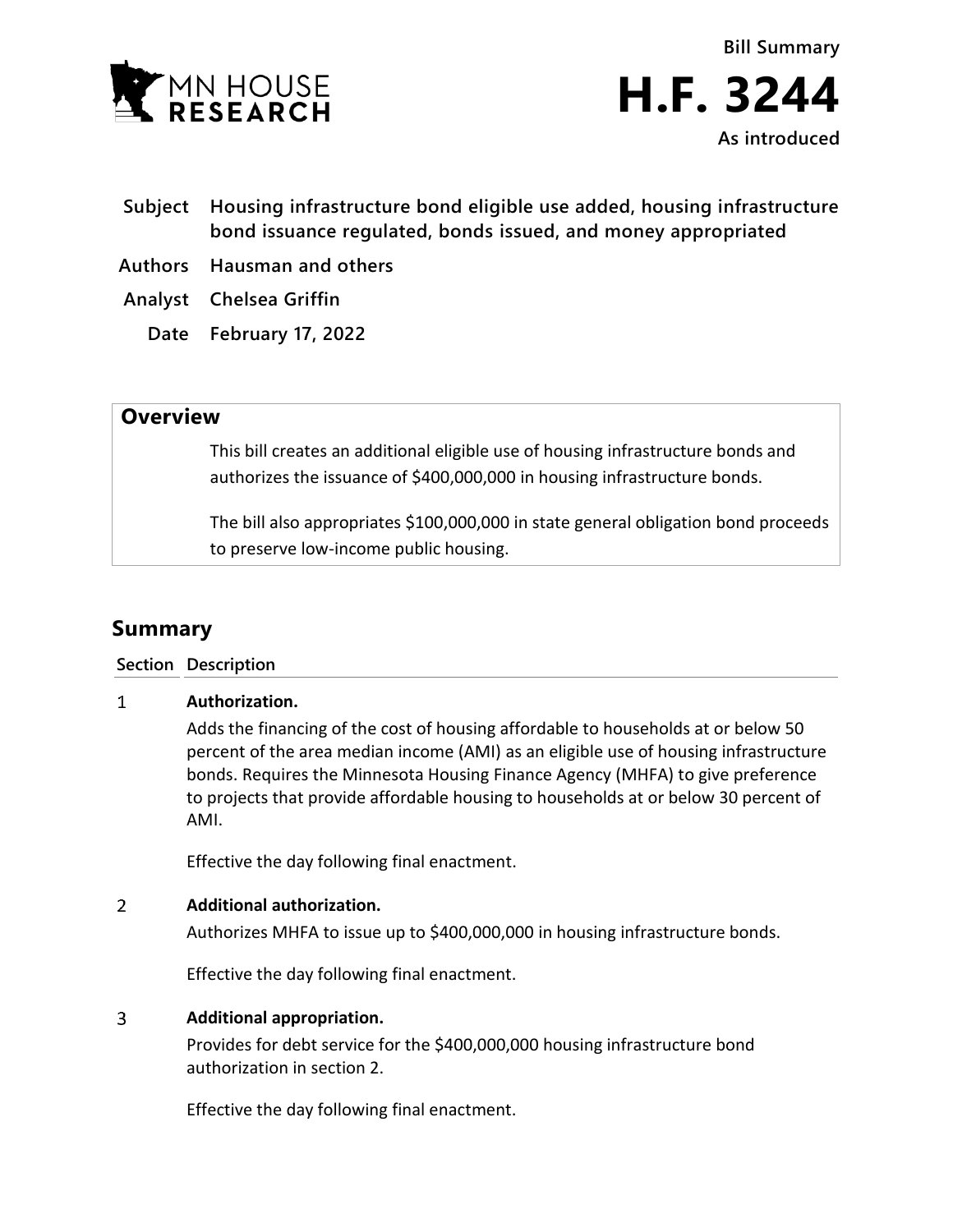Bill Summary

# H.F. 3244

As introduced

| | |
|---|---|
| **Subject** | **Housing infrastructure bond eligible use added, housing infrastructure bond issuance regulated, bonds issued, and money appropriated** |
| **Authors** | **Hausman and others** |
| **Analyst** | **Chelsea Griffin** |
| **Date** | **February 17, 2022** |

## Overview

This bill creates an additional eligible use of housing infrastructure bonds and authorizes the issuance of $400,000,000 in housing infrastructure bonds.

The bill also appropriates $100,000,000 in state general obligation bond proceeds to preserve low-income public housing.

## Summary

| Section | Description |
|---|---|
| 1 | **Authorization.**<br>Adds the financing of the cost of housing affordable to households at or below 50 percent of the area median income (AMI) as an eligible use of housing infrastructure bonds. Requires the Minnesota Housing Finance Agency (MHFA) to give preference to projects that provide affordable housing to households at or below 30 percent of AMI.<br><br>Effective the day following final enactment. |
| 2 | **Additional authorization.**<br>Authorizes MHFA to issue up to $400,000,000 in housing infrastructure bonds.<br><br>Effective the day following final enactment. |
| 3 | **Additional appropriation.**<br>Provides for debt service for the $400,000,000 housing infrastructure bond authorization in section 2.<br><br>Effective the day following final enactment. |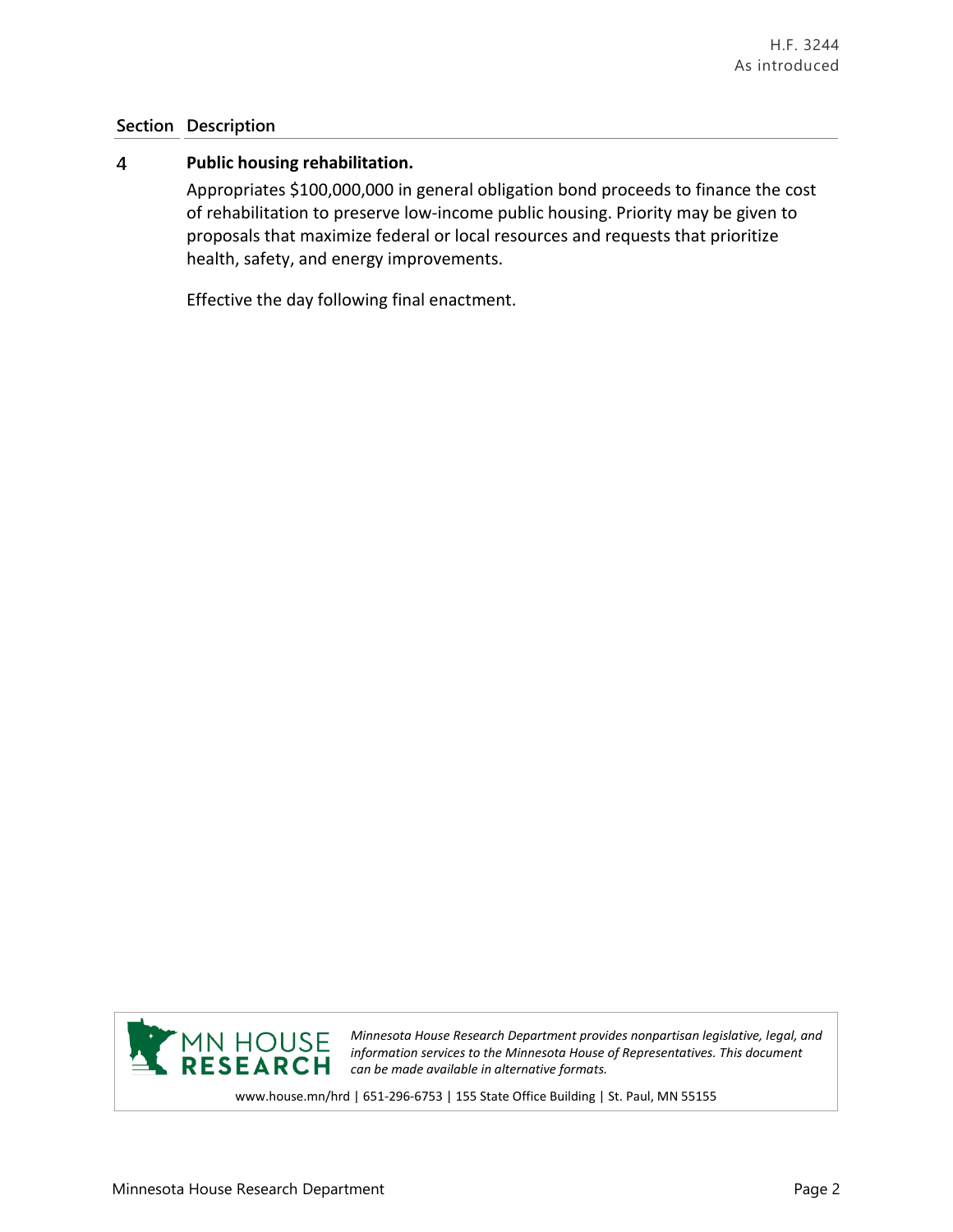| Section | Description |
| --- | --- |
| 4 | **Public housing rehabilitation.**<br><br>Appropriates $100,000,000 in general obligation bond proceeds to finance the cost of rehabilitation to preserve low-income public housing. Priority may be given to proposals that maximize federal or local resources and requests that prioritize health, safety, and energy improvements.<br><br>Effective the day following final enactment. |

MN HOUSE RESEARCH

*Minnesota House Research Department provides nonpartisan legislative, legal, and information services to the Minnesota House of Representatives. This document can be made available in alternative formats.*

www.house.mn/hrd | 651-296-6753 | 155 State Office Building | St. Paul, MN 55155